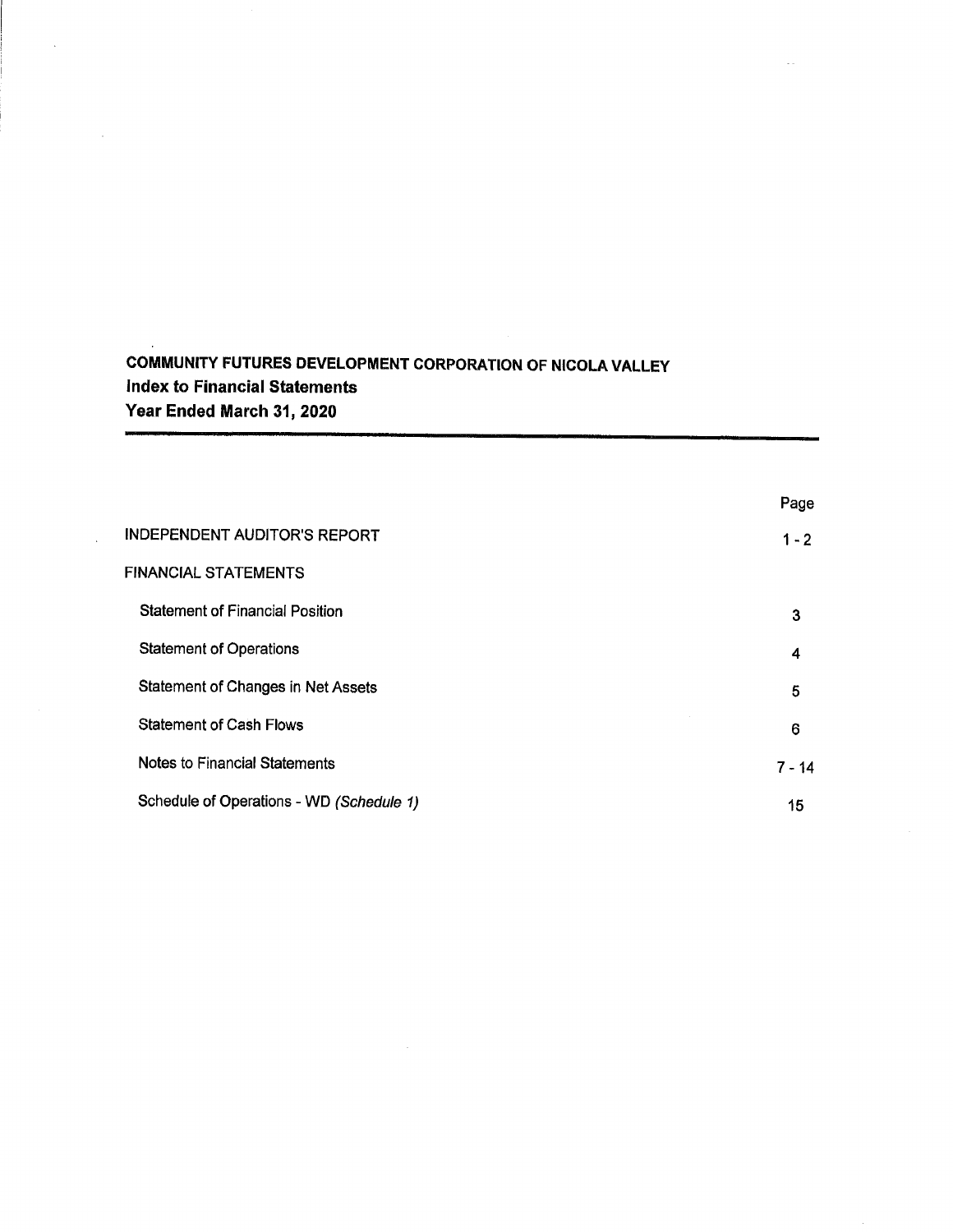# COMMUNITY FUTURES DEVELOPMENT CORPORATION OF NICOLA VALLEY
## Index to Financial Statements
## Year Ended March 31, 2020

| | Page |
|---|---|
| INDEPENDENT AUDITOR'S REPORT | 1 - 2 |
| FINANCIAL STATEMENTS | |
| Statement of Financial Position | 3 |
| Statement of Operations | 4 |
| Statement of Changes in Net Assets | 5 |
| Statement of Cash Flows | 6 |
| Notes to Financial Statements | 7 - 14 |
| Schedule of Operations - WD *(Schedule 1)* | 15 |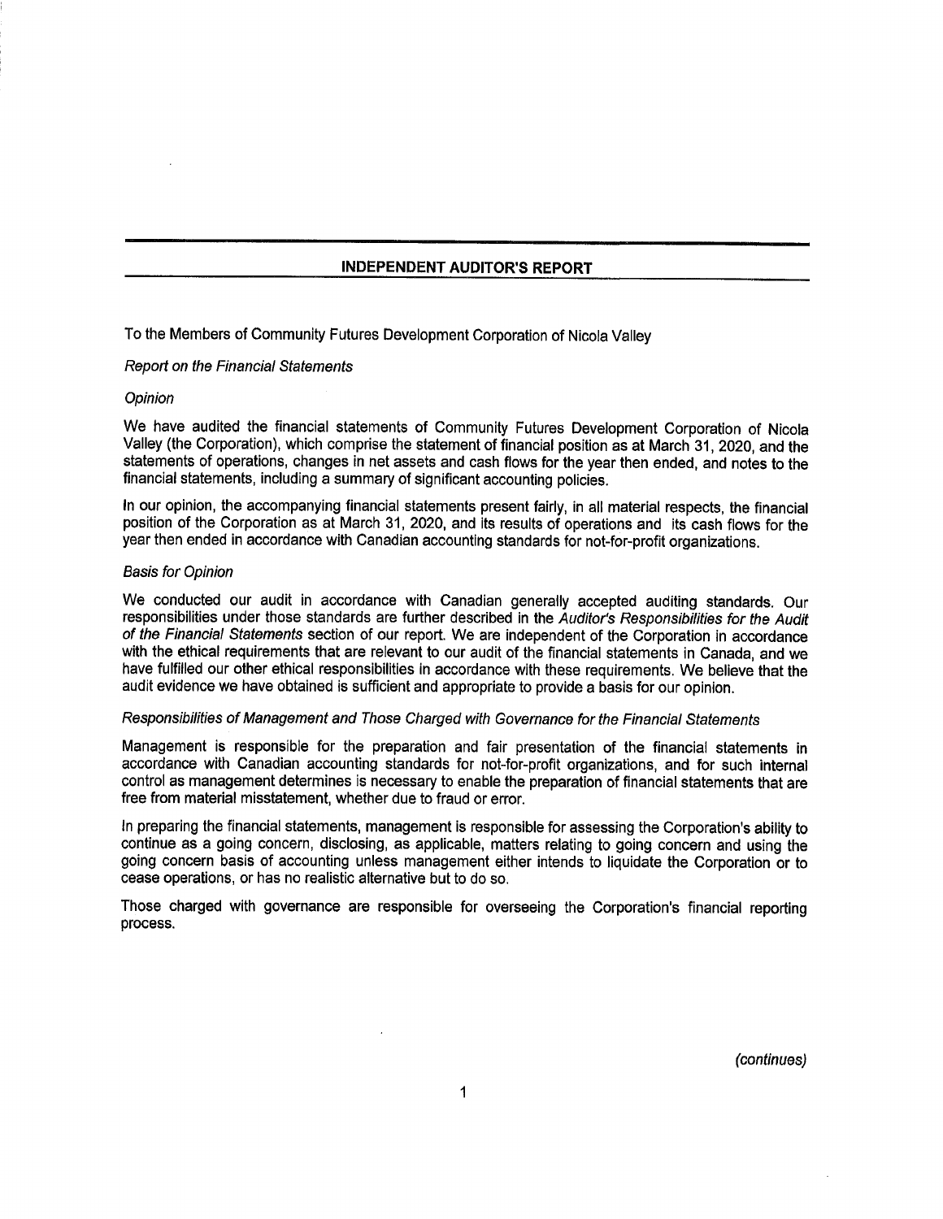## INDEPENDENT AUDITOR'S REPORT

To the Members of Community Futures Development Corporation of Nicola Valley

*Report on the Financial Statements*

*Opinion*

We have audited the financial statements of Community Futures Development Corporation of Nicola Valley (the Corporation), which comprise the statement of financial position as at March 31, 2020, and the statements of operations, changes in net assets and cash flows for the year then ended, and notes to the financial statements, including a summary of significant accounting policies.

In our opinion, the accompanying financial statements present fairly, in all material respects, the financial position of the Corporation as at March 31, 2020, and its results of operations and its cash flows for the year then ended in accordance with Canadian accounting standards for not-for-profit organizations.

*Basis for Opinion*

We conducted our audit in accordance with Canadian generally accepted auditing standards. Our responsibilities under those standards are further described in the *Auditor's Responsibilities for the Audit of the Financial Statements* section of our report. We are independent of the Corporation in accordance with the ethical requirements that are relevant to our audit of the financial statements in Canada, and we have fulfilled our other ethical responsibilities in accordance with these requirements. We believe that the audit evidence we have obtained is sufficient and appropriate to provide a basis for our opinion.

*Responsibilities of Management and Those Charged with Governance for the Financial Statements*

Management is responsible for the preparation and fair presentation of the financial statements in accordance with Canadian accounting standards for not-for-profit organizations, and for such internal control as management determines is necessary to enable the preparation of financial statements that are free from material misstatement, whether due to fraud or error.

In preparing the financial statements, management is responsible for assessing the Corporation's ability to continue as a going concern, disclosing, as applicable, matters relating to going concern and using the going concern basis of accounting unless management either intends to liquidate the Corporation or to cease operations, or has no realistic alternative but to do so.

Those charged with governance are responsible for overseeing the Corporation's financial reporting process.

*(continues)*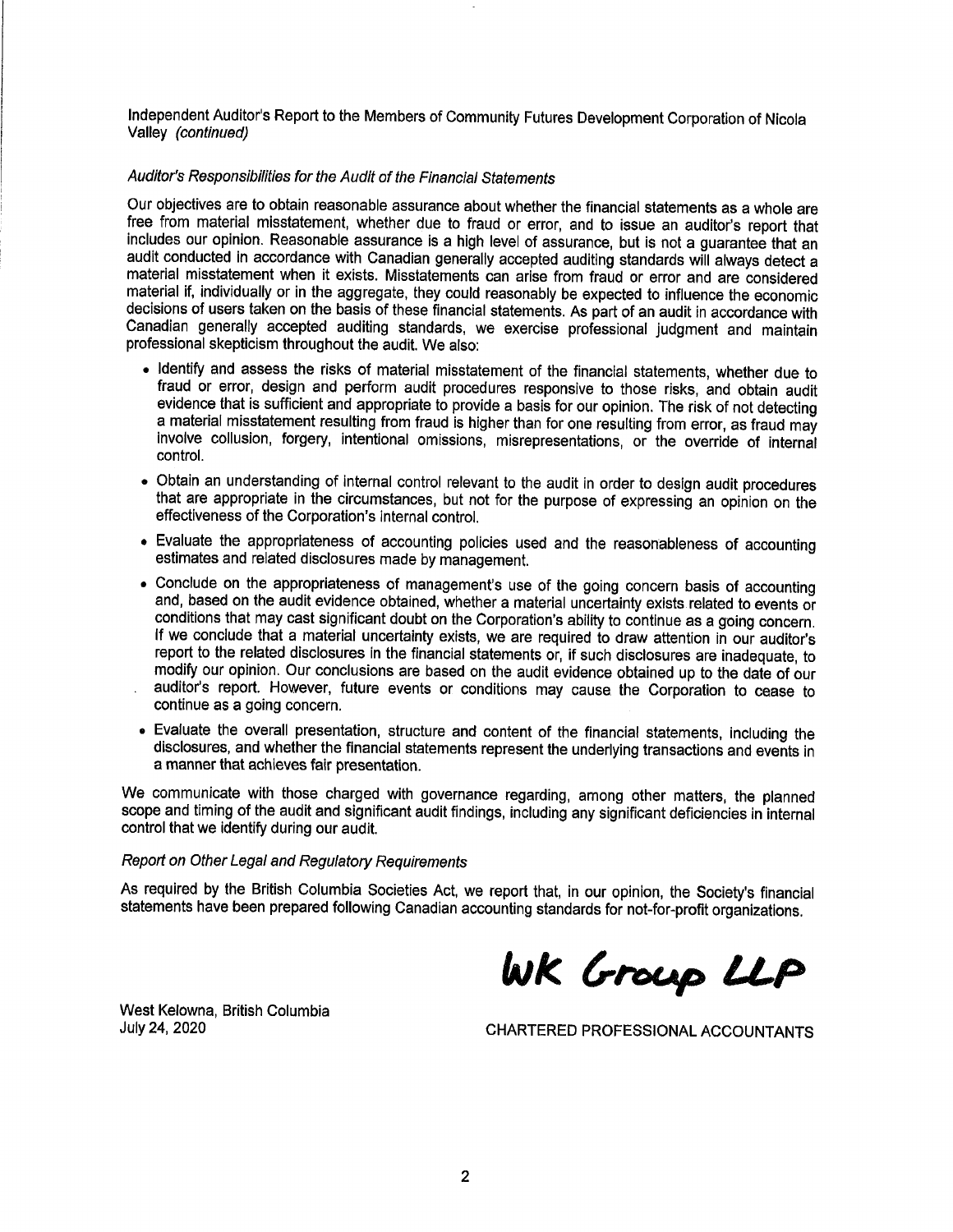Independent Auditor's Report to the Members of Community Futures Development Corporation of Nicola Valley *(continued)*

*Auditor's Responsibilities for the Audit of the Financial Statements*

Our objectives are to obtain reasonable assurance about whether the financial statements as a whole are free from material misstatement, whether due to fraud or error, and to issue an auditor's report that includes our opinion. Reasonable assurance is a high level of assurance, but is not a guarantee that an audit conducted in accordance with Canadian generally accepted auditing standards will always detect a material misstatement when it exists. Misstatements can arise from fraud or error and are considered material if, individually or in the aggregate, they could reasonably be expected to influence the economic decisions of users taken on the basis of these financial statements. As part of an audit in accordance with Canadian generally accepted auditing standards, we exercise professional judgment and maintain professional skepticism throughout the audit. We also:

- Identify and assess the risks of material misstatement of the financial statements, whether due to fraud or error, design and perform audit procedures responsive to those risks, and obtain audit evidence that is sufficient and appropriate to provide a basis for our opinion. The risk of not detecting a material misstatement resulting from fraud is higher than for one resulting from error, as fraud may involve collusion, forgery, intentional omissions, misrepresentations, or the override of internal control.
- Obtain an understanding of internal control relevant to the audit in order to design audit procedures that are appropriate in the circumstances, but not for the purpose of expressing an opinion on the effectiveness of the Corporation's internal control.
- Evaluate the appropriateness of accounting policies used and the reasonableness of accounting estimates and related disclosures made by management.
- Conclude on the appropriateness of management's use of the going concern basis of accounting and, based on the audit evidence obtained, whether a material uncertainty exists related to events or conditions that may cast significant doubt on the Corporation's ability to continue as a going concern. If we conclude that a material uncertainty exists, we are required to draw attention in our auditor's report to the related disclosures in the financial statements or, if such disclosures are inadequate, to modify our opinion. Our conclusions are based on the audit evidence obtained up to the date of our auditor's report. However, future events or conditions may cause the Corporation to cease to continue as a going concern.
- Evaluate the overall presentation, structure and content of the financial statements, including the disclosures, and whether the financial statements represent the underlying transactions and events in a manner that achieves fair presentation.

We communicate with those charged with governance regarding, among other matters, the planned scope and timing of the audit and significant audit findings, including any significant deficiencies in internal control that we identify during our audit.

*Report on Other Legal and Regulatory Requirements*

As required by the British Columbia Societies Act, we report that, in our opinion, the Society's financial statements have been prepared following Canadian accounting standards for not-for-profit organizations.

WK Group LLP

West Kelowna, British Columbia
July 24, 2020

CHARTERED PROFESSIONAL ACCOUNTANTS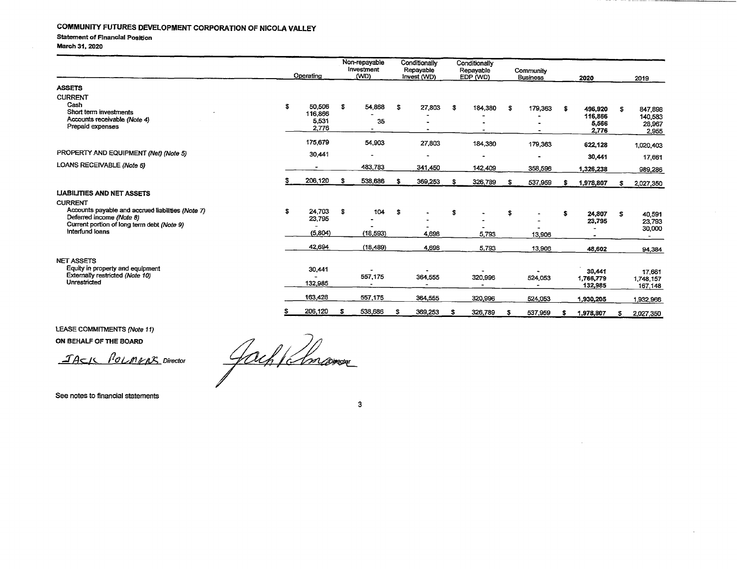**COMMUNITY FUTURES DEVELOPMENT CORPORATION OF NICOLA VALLEY**

**Statement of Financial Position**

**March 31, 2020**

| | Operating | Non-repayable Investment (WD) | Conditionally Repayable Invest (WD) | Conditionally Repayable EDP (WD) | Community Business | 2020 | 2019 |
|---|---|---|---|---|---|---|---|
| **ASSETS** | | | | | | | |
| **CURRENT** | | | | | | | |
| Cash | $ 50,506 | $ 54,868 | $ 27,803 | $ 184,380 | $ 179,363 | $ 496,920 | $ 847,898 |
| Short term investments | 116,866 | - | - | - | - | 116,866 | 140,583 |
| Accounts receivable *(Note 4)* | 5,531 | 35 | - | - | - | 5,566 | 28,967 |
| Prepaid expenses | 2,776 | - | - | - | - | 2,776 | 2,955 |
| | 175,679 | 54,903 | 27,803 | 184,380 | 179,363 | 622,128 | 1,020,403 |
| PROPERTY AND EQUIPMENT *(Net) (Note 5)* | 30,441 | - | - | - | - | 30,441 | 17,661 |
| LOANS RECEIVABLE *(Note 6)* | - | 483,783 | 341,450 | 142,409 | 358,596 | 1,326,238 | 989,286 |
| | $ 206,120 | $ 538,686 | $ 369,253 | $ 326,789 | $ 537,959 | $ 1,978,807 | $ 2,027,350 |
| **LIABILITIES AND NET ASSETS** | | | | | | | |
| **CURRENT** | | | | | | | |
| Accounts payable and accrued liabilities *(Note 7)* | $ 24,703 | $ 104 | $ - | $ - | $ - | $ 24,807 | $ 40,591 |
| Deferred income *(Note 8)* | 23,795 | - | - | - | - | 23,795 | 23,793 |
| Current portion of long term debt *(Note 9)* | - | - | - | - | - | - | 30,000 |
| Interfund loans | (5,804) | (18,593) | 4,698 | 5,793 | 13,906 | - | - |
| | 42,694 | (18,489) | 4,698 | 5,793 | 13,906 | 48,602 | 94,384 |
| **NET ASSETS** | | | | | | | |
| Equity in property and equipment | 30,441 | - | - | - | - | 30,441 | 17,661 |
| Externally restricted *(Note 10)* | - | 557,175 | 364,555 | 320,996 | 524,053 | 1,766,779 | 1,748,157 |
| Unrestricted | 132,985 | - | - | - | - | 132,985 | 167,148 |
| | 163,426 | 557,175 | 364,555 | 320,996 | 524,053 | 1,930,205 | 1,932,966 |
| | $ 206,120 | $ 538,686 | $ 369,253 | $ 326,789 | $ 537,959 | $ 1,978,807 | $ 2,027,350 |

LEASE COMMITMENTS *(Note 11)*

**ON BEHALF OF THE BOARD**

JACK POLMAN Director

Jack Polman Director

See notes to financial statements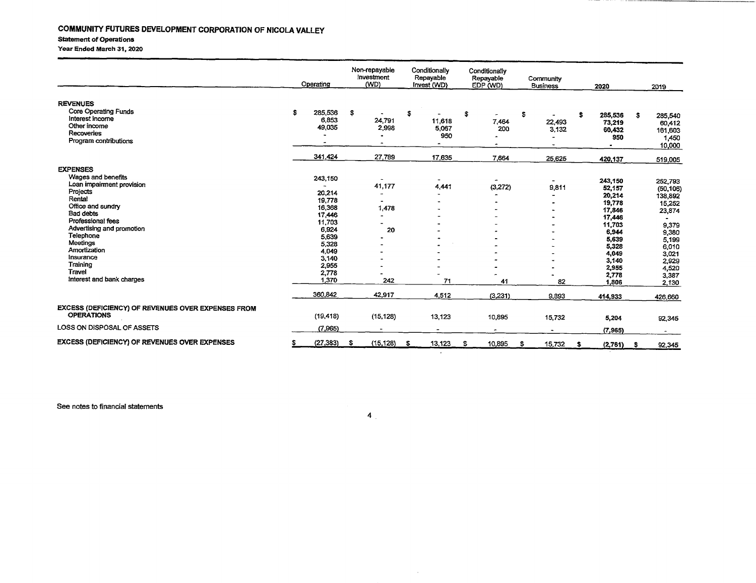# COMMUNITY FUTURES DEVELOPMENT CORPORATION OF NICOLA VALLEY

**Statement of Operations**

**Year Ended March 31, 2020**

| | Operating | Non-repayable Investment (WD) | Conditionally Repayable Invest (WD) | Conditionally Repayable EDP (WD) | Community Business | 2020 | 2019 |
|---|---|---|---|---|---|---|---|
| **REVENUES** | | | | | | | |
| Core Operating Funds | $ 285,536 | $ - | $ - | $ - | $ - | $ 285,536 | $ 285,540 |
| Interest income | 6,853 | 24,791 | 11,618 | 7,464 | 22,493 | 73,219 | 60,412 |
| Other income | 49,035 | 2,998 | 5,067 | 200 | 3,132 | 60,432 | 161,603 |
| Recoveries | - | - | 950 | - | - | 950 | 1,450 |
| Program contributions | - | - | - | - | - | - | 10,000 |
| | 341,424 | 27,789 | 17,635 | 7,664 | 25,625 | 420,137 | 519,005 |
| **EXPENSES** | | | | | | | |
| Wages and benefits | 243,150 | - | - | - | - | 243,150 | 252,793 |
| Loan impairment provision | - | 41,177 | 4,441 | (3,272) | 9,811 | 52,157 | (50,106) |
| Projects | 20,214 | - | - | - | - | 20,214 | 138,892 |
| Rental | 19,778 | - | - | - | - | 19,778 | 15,252 |
| Office and sundry | 16,368 | 1,478 | - | - | - | 17,846 | 23,874 |
| Bad debts | 17,446 | - | - | - | - | 17,446 | - |
| Professional fees | 11,703 | - | - | - | - | 11,703 | 9,379 |
| Advertising and promotion | 6,924 | 20 | - | - | - | 6,944 | 9,380 |
| Telephone | 5,639 | - | - | - | - | 5,639 | 5,199 |
| Meetings | 5,328 | - | - | - | - | 5,328 | 6,010 |
| Amortization | 4,049 | - | - | - | - | 4,049 | 3,021 |
| Insurance | 3,140 | - | - | - | - | 3,140 | 2,929 |
| Training | 2,955 | - | - | - | - | 2,955 | 4,520 |
| Travel | 2,778 | - | - | - | - | 2,778 | 3,387 |
| Interest and bank charges | 1,370 | 242 | 71 | 41 | 82 | 1,806 | 2,130 |
| | 360,842 | 42,917 | 4,512 | (3,231) | 9,893 | 414,933 | 426,660 |
| **EXCESS (DEFICIENCY) OF REVENUES OVER EXPENSES FROM OPERATIONS** | (19,418) | (15,128) | 13,123 | 10,895 | 15,732 | 5,204 | 92,345 |
| **LOSS ON DISPOSAL OF ASSETS** | (7,965) | - | - | - | - | (7,965) | - |
| **EXCESS (DEFICIENCY) OF REVENUES OVER EXPENSES** | $ (27,383) | $ (15,128) | $ 13,123 | $ 10,895 | $ 15,732 | $ (2,761) | $ 92,345 |

See notes to financial statements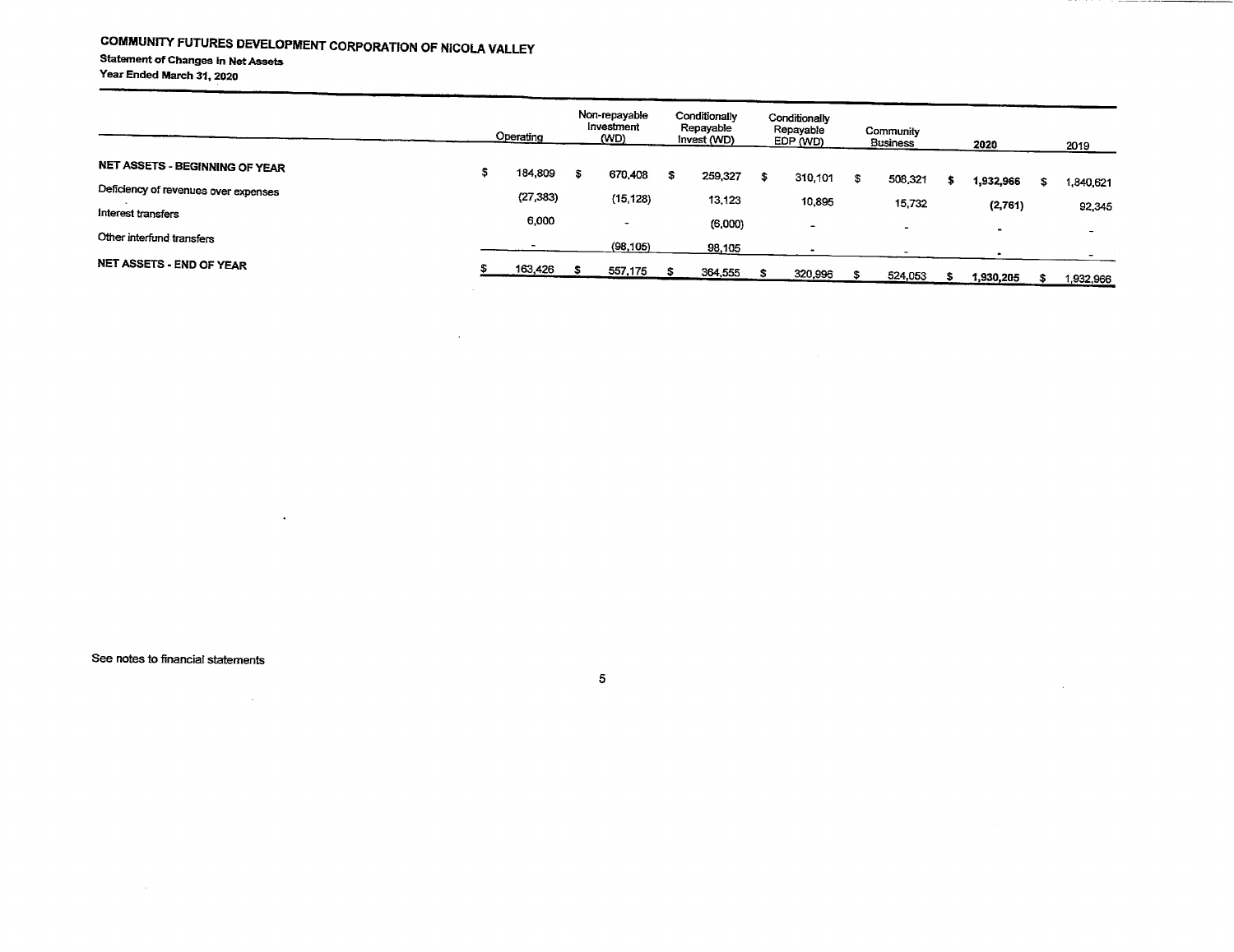# COMMUNITY FUTURES DEVELOPMENT CORPORATION OF NICOLA VALLEY

## Statement of Changes in Net Assets

### Year Ended March 31, 2020

| | Operating | Non-repayable Investment (WD) | Conditionally Repayable Invest (WD) | Conditionally Repayable EDP (WD) | Community Business | 2020 | 2019 |
|---|---|---|---|---|---|---|---|
| **NET ASSETS - BEGINNING OF YEAR** | $ 184,809 | $ 670,408 | $ 259,327 | $ 310,101 | $ 508,321 | **$ 1,932,966** | $ 1,840,621 |
| Deficiency of revenues over expenses | (27,383) | (15,128) | 13,123 | 10,895 | 15,732 | **(2,761)** | 92,345 |
| Interest transfers | 6,000 | - | (6,000) | - | - | - | - |
| Other interfund transfers | - | (98,105) | 98,105 | - | - | - | - |
| **NET ASSETS - END OF YEAR** | $ 163,426 | $ 557,175 | $ 364,555 | $ 320,996 | $ 524,053 | **$ 1,930,205** | $ 1,932,966 |

See notes to financial statements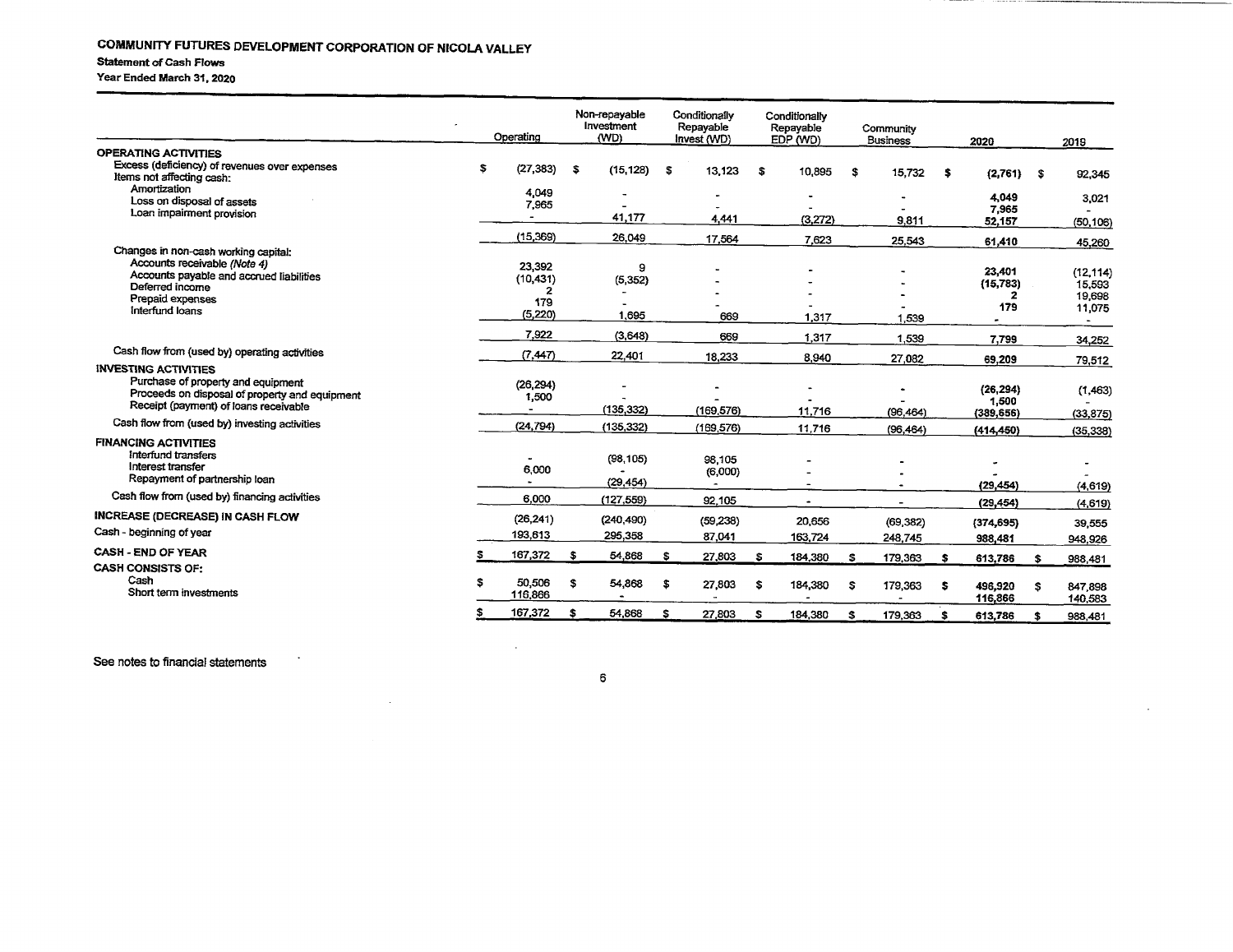# COMMUNITY FUTURES DEVELOPMENT CORPORATION OF NICOLA VALLEY

**Statement of Cash Flows**

**Year Ended March 31, 2020**

| | Operating | Non-repayable Investment (WD) | Conditionally Repayable Invest (WD) | Conditionally Repayable EDP (WD) | Community Business | 2020 | 2019 |
|---|---|---|---|---|---|---|---|
| **OPERATING ACTIVITIES** | | | | | | | |
| Excess (deficiency) of revenues over expenses | $ (27,383) | $ (15,128) | $ 13,123 | $ 10,895 | $ 15,732 | $ (2,761) | $ 92,345 |
| Items not affecting cash: | | | | | | | |
| Amortization | 4,049 | - | - | - | - | 4,049 | 3,021 |
| Loss on disposal of assets | 7,965 | - | - | - | - | 7,965 | - |
| Loan impairment provision | - | 41,177 | 4,441 | (3,272) | 9,811 | 52,157 | (50,106) |
| | (15,369) | 26,049 | 17,564 | 7,623 | 25,543 | 61,410 | 45,260 |
| Changes in non-cash working capital: | | | | | | | |
| Accounts receivable *(Note 4)* | 23,392 | 9 | - | - | - | 23,401 | (12,114) |
| Accounts payable and accrued liabilities | (10,431) | (5,352) | - | - | - | (15,783) | 15,593 |
| Deferred income | 2 | - | - | - | - | 2 | 19,698 |
| Prepaid expenses | 179 | - | - | - | - | 179 | 11,075 |
| Interfund loans | (5,220) | 1,695 | 669 | 1,317 | 1,539 | - | - |
| | 7,922 | (3,648) | 669 | 1,317 | 1,539 | 7,799 | 34,252 |
| Cash flow from (used by) operating activities | (7,447) | 22,401 | 18,233 | 8,940 | 27,082 | 69,209 | 79,512 |
| **INVESTING ACTIVITIES** | | | | | | | |
| Purchase of property and equipment | (26,294) | - | - | - | - | (26,294) | (1,463) |
| Proceeds on disposal of property and equipment | 1,500 | - | - | - | - | 1,500 | - |
| Receipt (payment) of loans receivable | - | (135,332) | (169,576) | 11,716 | (96,464) | (389,656) | (33,875) |
| Cash flow from (used by) investing activities | (24,794) | (135,332) | (169,576) | 11,716 | (96,464) | (414,450) | (35,338) |
| **FINANCING ACTIVITIES** | | | | | | | |
| Interfund transfers | - | (98,105) | 98,105 | - | - | - | - |
| Interest transfer | 6,000 | - | (6,000) | - | - | - | - |
| Repayment of partnership loan | - | (29,454) | - | - | - | (29,454) | (4,619) |
| Cash flow from (used by) financing activities | 6,000 | (127,559) | 92,105 | - | - | (29,454) | (4,619) |
| **INCREASE (DECREASE) IN CASH FLOW** | (26,241) | (240,490) | (59,238) | 20,656 | (69,382) | (374,695) | 39,555 |
| Cash - beginning of year | 193,613 | 295,358 | 87,041 | 163,724 | 248,745 | 988,481 | 948,926 |
| **CASH - END OF YEAR** | $ 167,372 | $ 54,868 | $ 27,803 | $ 184,380 | $ 179,363 | $ 613,786 | $ 988,481 |
| **CASH CONSISTS OF:** | | | | | | | |
| Cash | $ 50,506 | $ 54,868 | $ 27,803 | $ 184,380 | $ 179,363 | $ 496,920 | $ 847,898 |
| Short term investments | 116,866 | - | - | - | - | 116,866 | 140,583 |
| | $ 167,372 | $ 54,868 | $ 27,803 | $ 184,380 | $ 179,363 | $ 613,786 | $ 988,481 |

See notes to financial statements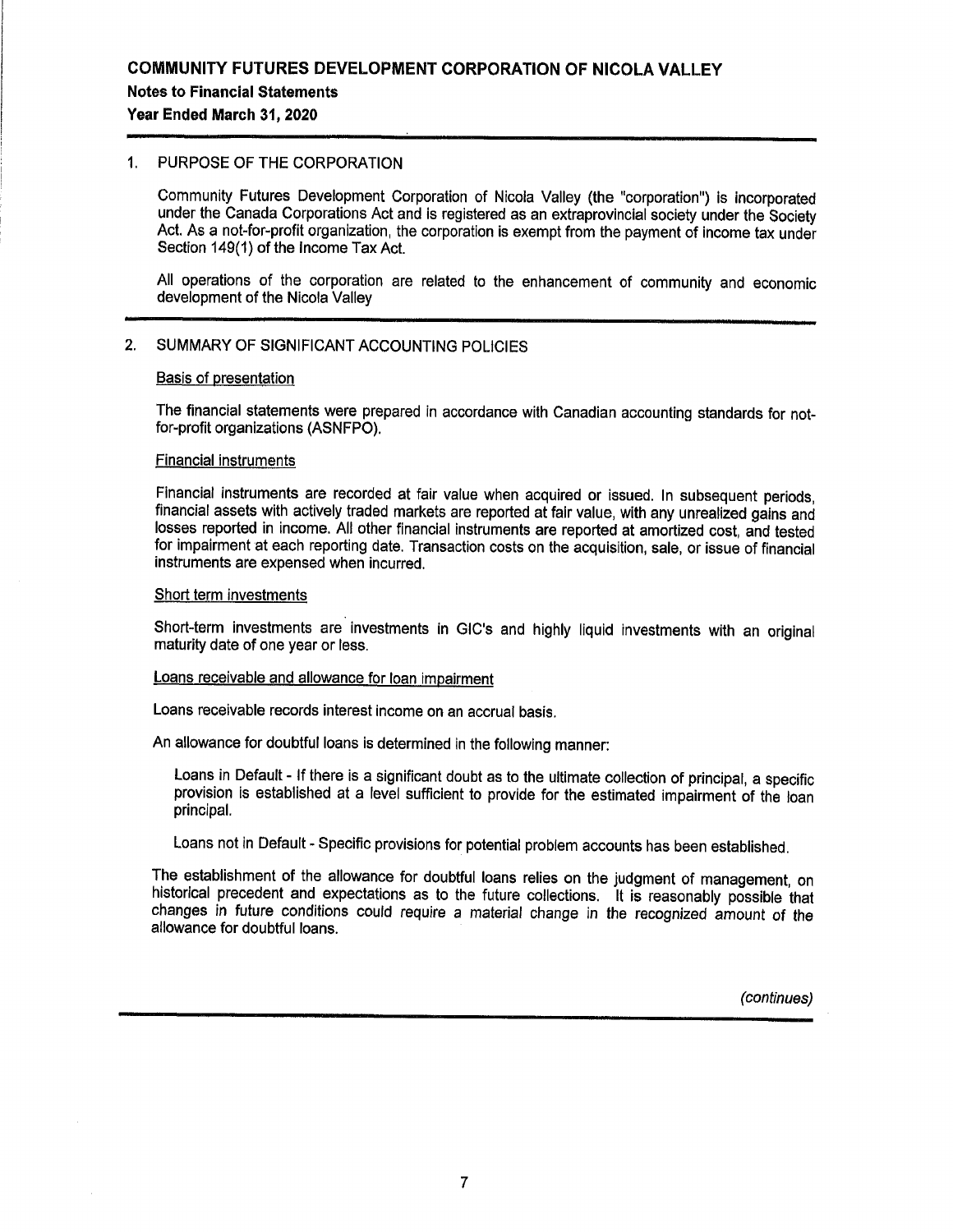# COMMUNITY FUTURES DEVELOPMENT CORPORATION OF NICOLA VALLEY

**Notes to Financial Statements**

**Year Ended March 31, 2020**

## 1. PURPOSE OF THE CORPORATION

Community Futures Development Corporation of Nicola Valley (the "corporation") is incorporated under the Canada Corporations Act and is registered as an extraprovincial society under the Society Act. As a not-for-profit organization, the corporation is exempt from the payment of income tax under Section 149(1) of the Income Tax Act.

All operations of the corporation are related to the enhancement of community and economic development of the Nicola Valley

## 2. SUMMARY OF SIGNIFICANT ACCOUNTING POLICIES

### Basis of presentation

The financial statements were prepared in accordance with Canadian accounting standards for not-for-profit organizations (ASNFPO).

### Financial instruments

Financial instruments are recorded at fair value when acquired or issued. In subsequent periods, financial assets with actively traded markets are reported at fair value, with any unrealized gains and losses reported in income. All other financial instruments are reported at amortized cost, and tested for impairment at each reporting date. Transaction costs on the acquisition, sale, or issue of financial instruments are expensed when incurred.

### Short term investments

Short-term investments are investments in GIC's and highly liquid investments with an original maturity date of one year or less.

### Loans receivable and allowance for loan impairment

Loans receivable records interest income on an accrual basis.

An allowance for doubtful loans is determined in the following manner:

Loans in Default - If there is a significant doubt as to the ultimate collection of principal, a specific provision is established at a level sufficient to provide for the estimated impairment of the loan principal.

Loans not in Default - Specific provisions for potential problem accounts has been established.

The establishment of the allowance for doubtful loans relies on the judgment of management, on historical precedent and expectations as to the future collections. It is reasonably possible that changes in future conditions could require a material change in the recognized amount of the allowance for doubtful loans.

*(continues)*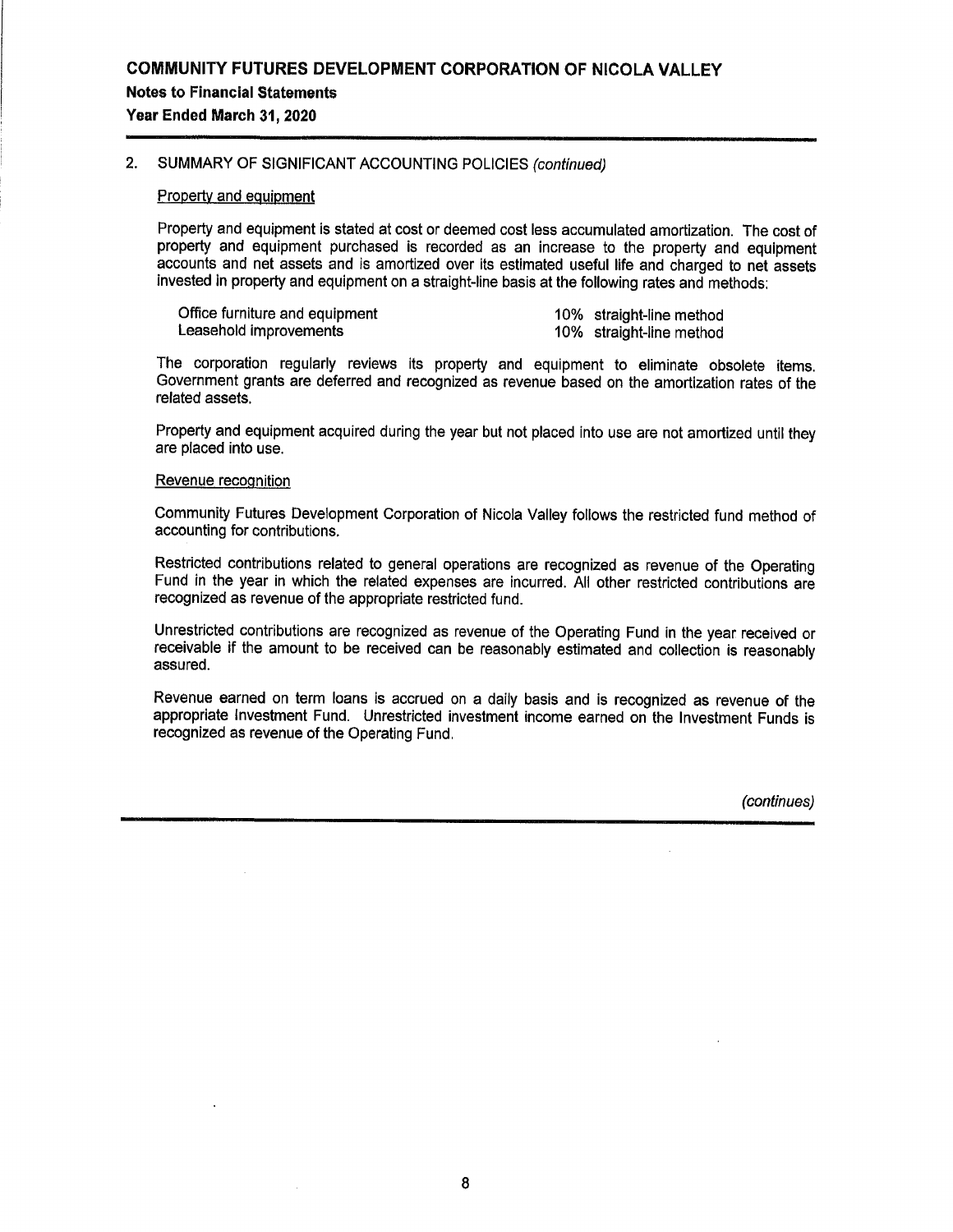## 2. SUMMARY OF SIGNIFICANT ACCOUNTING POLICIES *(continued)*

### Property and equipment

Property and equipment is stated at cost or deemed cost less accumulated amortization. The cost of property and equipment purchased is recorded as an increase to the property and equipment accounts and net assets and is amortized over its estimated useful life and charged to net assets invested in property and equipment on a straight-line basis at the following rates and methods:

| | |
|---|---|
| Office furniture and equipment | 10% straight-line method |
| Leasehold improvements | 10% straight-line method |

The corporation regularly reviews its property and equipment to eliminate obsolete items. Government grants are deferred and recognized as revenue based on the amortization rates of the related assets.

Property and equipment acquired during the year but not placed into use are not amortized until they are placed into use.

### Revenue recognition

Community Futures Development Corporation of Nicola Valley follows the restricted fund method of accounting for contributions.

Restricted contributions related to general operations are recognized as revenue of the Operating Fund in the year in which the related expenses are incurred. All other restricted contributions are recognized as revenue of the appropriate restricted fund.

Unrestricted contributions are recognized as revenue of the Operating Fund in the year received or receivable if the amount to be received can be reasonably estimated and collection is reasonably assured.

Revenue earned on term loans is accrued on a daily basis and is recognized as revenue of the appropriate Investment Fund. Unrestricted investment income earned on the Investment Funds is recognized as revenue of the Operating Fund.

*(continues)*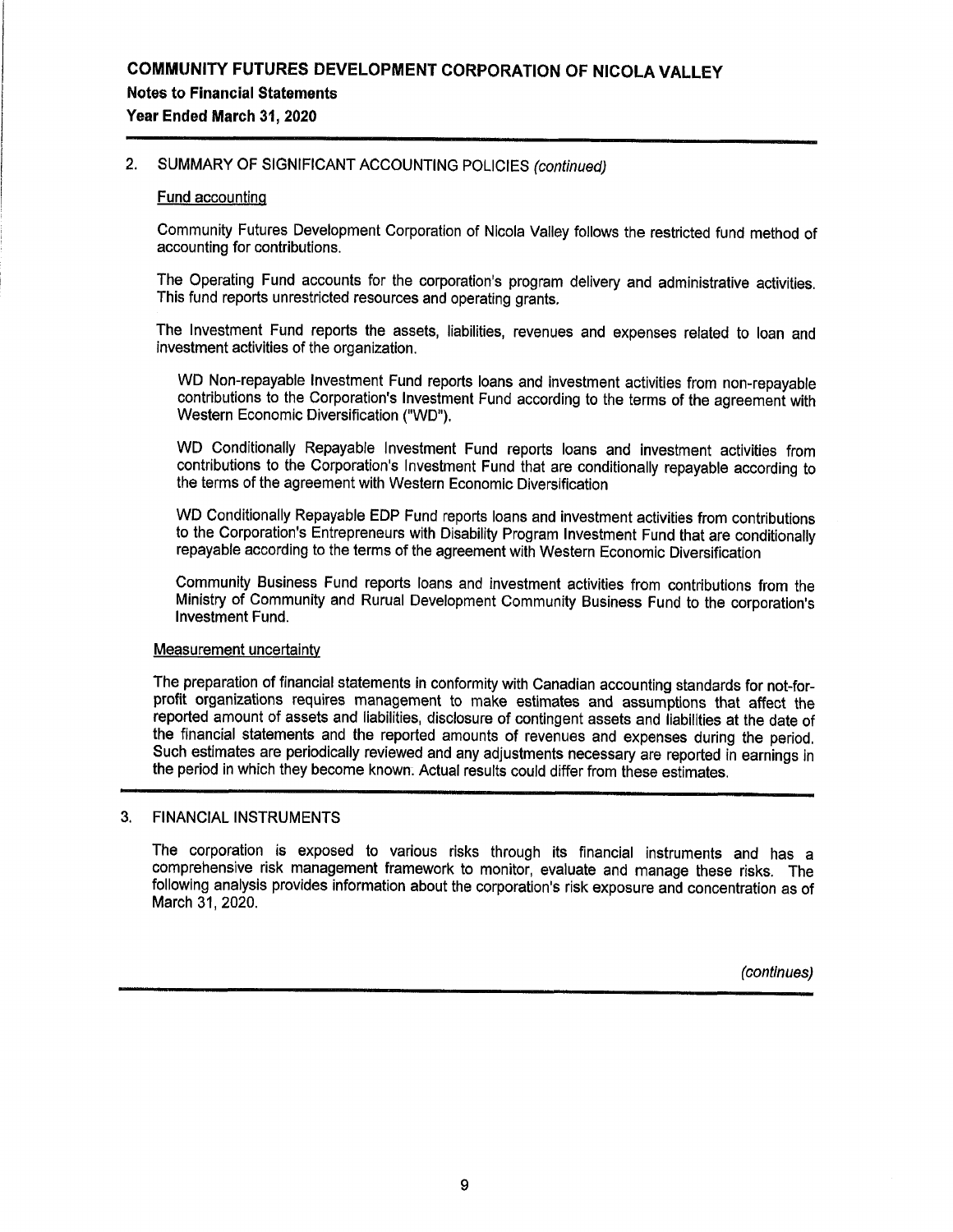## 2. SUMMARY OF SIGNIFICANT ACCOUNTING POLICIES *(continued)*

### Fund accounting

Community Futures Development Corporation of Nicola Valley follows the restricted fund method of accounting for contributions.

The Operating Fund accounts for the corporation's program delivery and administrative activities. This fund reports unrestricted resources and operating grants.

The Investment Fund reports the assets, liabilities, revenues and expenses related to loan and investment activities of the organization.

WD Non-repayable Investment Fund reports loans and investment activities from non-repayable contributions to the Corporation's Investment Fund according to the terms of the agreement with Western Economic Diversification ("WD").

WD Conditionally Repayable Investment Fund reports loans and investment activities from contributions to the Corporation's Investment Fund that are conditionally repayable according to the terms of the agreement with Western Economic Diversification

WD Conditionally Repayable EDP Fund reports loans and investment activities from contributions to the Corporation's Entrepreneurs with Disability Program Investment Fund that are conditionally repayable according to the terms of the agreement with Western Economic Diversification

Community Business Fund reports loans and investment activities from contributions from the Ministry of Community and Rurual Development Community Business Fund to the corporation's Investment Fund.

### Measurement uncertainty

The preparation of financial statements in conformity with Canadian accounting standards for not-for-profit organizations requires management to make estimates and assumptions that affect the reported amount of assets and liabilities, disclosure of contingent assets and liabilities at the date of the financial statements and the reported amounts of revenues and expenses during the period. Such estimates are periodically reviewed and any adjustments necessary are reported in earnings in the period in which they become known. Actual results could differ from these estimates.

## 3. FINANCIAL INSTRUMENTS

The corporation is exposed to various risks through its financial instruments and has a comprehensive risk management framework to monitor, evaluate and manage these risks. The following analysis provides information about the corporation's risk exposure and concentration as of March 31, 2020.

*(continues)*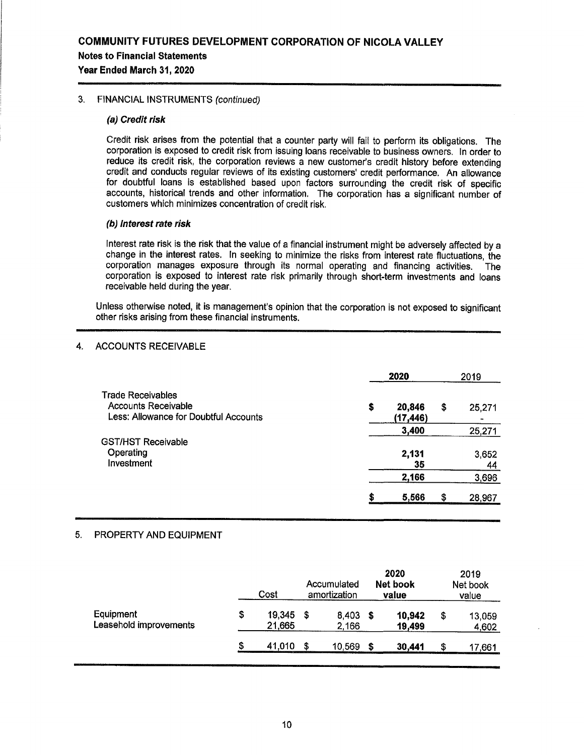# COMMUNITY FUTURES DEVELOPMENT CORPORATION OF NICOLA VALLEY

## Notes to Financial Statements

## Year Ended March 31, 2020

3. FINANCIAL INSTRUMENTS *(continued)*

### *(a) Credit risk*

Credit risk arises from the potential that a counter party will fail to perform its obligations. The corporation is exposed to credit risk from issuing loans receivable to business owners. In order to reduce its credit risk, the corporation reviews a new customer's credit history before extending credit and conducts regular reviews of its existing customers' credit performance. An allowance for doubtful loans is established based upon factors surrounding the credit risk of specific accounts, historical trends and other information. The corporation has a significant number of customers which minimizes concentration of credit risk.

### *(b) Interest rate risk*

Interest rate risk is the risk that the value of a financial instrument might be adversely affected by a change in the interest rates. In seeking to minimize the risks from interest rate fluctuations, the corporation manages exposure through its normal operating and financing activities. The corporation is exposed to interest rate risk primarily through short-term investments and loans receivable held during the year.

Unless otherwise noted, it is management's opinion that the corporation is not exposed to significant other risks arising from these financial instruments.

4. ACCOUNTS RECEIVABLE

| | **2020** | 2019 |
|---|---|---|
| Trade Receivables | | |
| Accounts Receivable | $ **20,846** | $ 25,271 |
| Less: Allowance for Doubtful Accounts | **(17,446)** | - |
| | **3,400** | 25,271 |
| GST/HST Receivable | | |
| Operating | **2,131** | 3,652 |
| Investment | **35** | 44 |
| | **2,166** | 3,696 |
| | $ **5,566** | $ 28,967 |

5. PROPERTY AND EQUIPMENT

| | Cost | Accumulated amortization | **2020 Net book value** | 2019 Net book value |
|---|---|---|---|---|
| Equipment | $ 19,345 | $ 8,403 | $ **10,942** | $ 13,059 |
| Leasehold improvements | 21,665 | 2,166 | **19,499** | 4,602 |
| | $ 41,010 | $ 10,569 | $ **30,441** | $ 17,661 |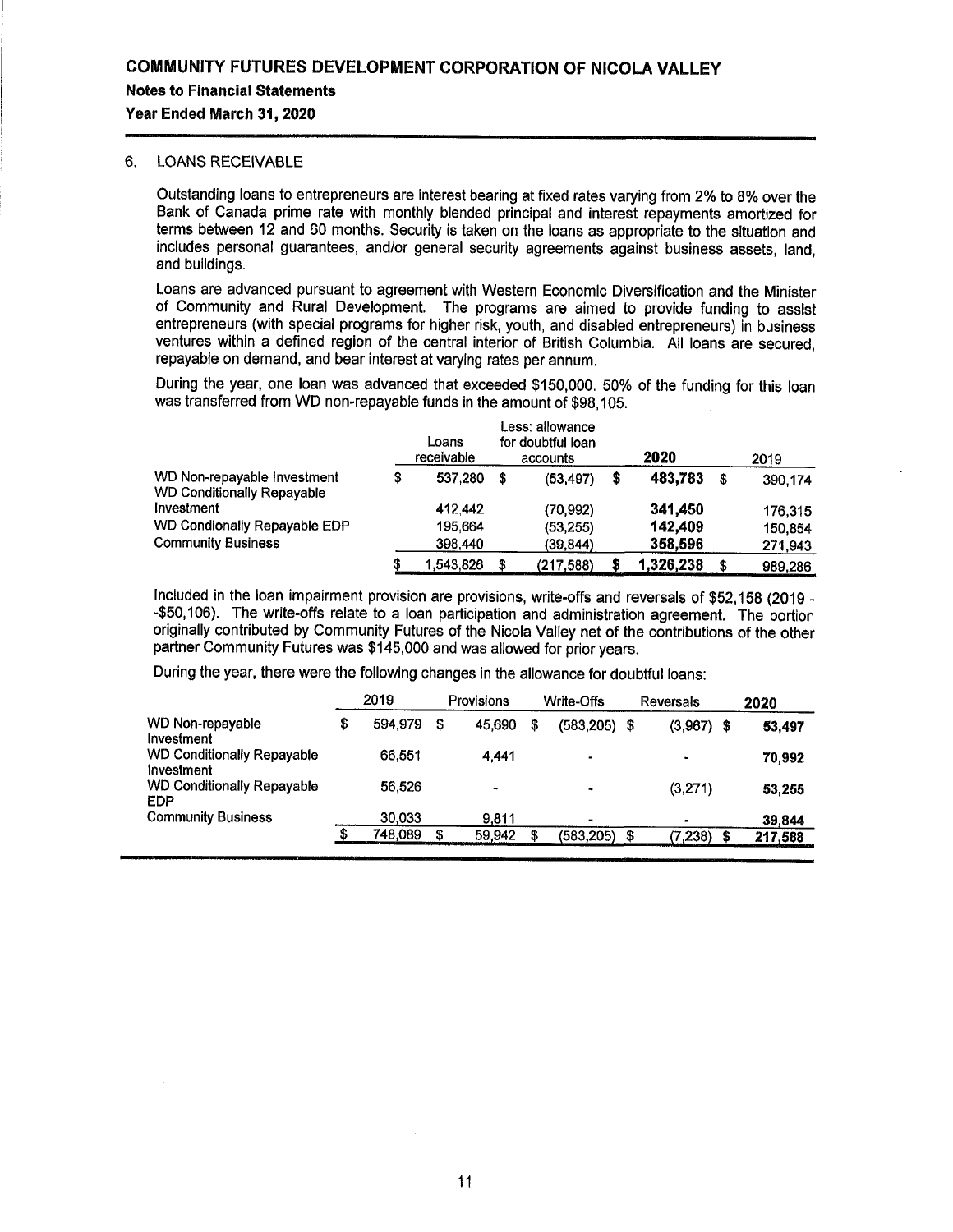**COMMUNITY FUTURES DEVELOPMENT CORPORATION OF NICOLA VALLEY**

**Notes to Financial Statements**

**Year Ended March 31, 2020**

## 6. LOANS RECEIVABLE

Outstanding loans to entrepreneurs are interest bearing at fixed rates varying from 2% to 8% over the Bank of Canada prime rate with monthly blended principal and interest repayments amortized for terms between 12 and 60 months. Security is taken on the loans as appropriate to the situation and includes personal guarantees, and/or general security agreements against business assets, land, and buildings.

Loans are advanced pursuant to agreement with Western Economic Diversification and the Minister of Community and Rural Development. The programs are aimed to provide funding to assist entrepreneurs (with special programs for higher risk, youth, and disabled entrepreneurs) in business ventures within a defined region of the central interior of British Columbia. All loans are secured, repayable on demand, and bear interest at varying rates per annum.

During the year, one loan was advanced that exceeded $150,000. 50% of the funding for this loan was transferred from WD non-repayable funds in the amount of $98,105.

| | Loans receivable | Less: allowance for doubtful loan accounts | 2020 | 2019 |
|---|---|---|---|---|
| WD Non-repayable Investment | $ 537,280 | $ (53,497) | **$ 483,783** | $ 390,174 |
| WD Conditionally Repayable Investment | 412,442 | (70,992) | **341,450** | 176,315 |
| WD Condionally Repayable EDP | 195,664 | (53,255) | **142,409** | 150,854 |
| Community Business | 398,440 | (39,844) | **358,596** | 271,943 |
| | $ 1,543,826 | $ (217,588) | **$ 1,326,238** | $ 989,286 |

Included in the loan impairment provision are provisions, write-offs and reversals of $52,158 (2019 - -$50,106). The write-offs relate to a loan participation and administration agreement. The portion originally contributed by Community Futures of the Nicola Valley net of the contributions of the other partner Community Futures was $145,000 and was allowed for prior years.

During the year, there were the following changes in the allowance for doubtful loans:

| | 2019 | Provisions | Write-Offs | Reversals | 2020 |
|---|---|---|---|---|---|
| WD Non-repayable Investment | $ 594,979 | $ 45,690 | $ (583,205) | $ (3,967) | **$ 53,497** |
| WD Conditionally Repayable Investment | 66,551 | 4,441 | - | - | **70,992** |
| WD Conditionally Repayable EDP | 56,526 | - | - | (3,271) | **53,255** |
| Community Business | 30,033 | 9,811 | - | - | **39,844** |
| | $ 748,089 | $ 59,942 | $ (583,205) | $ (7,238) | **$ 217,588** |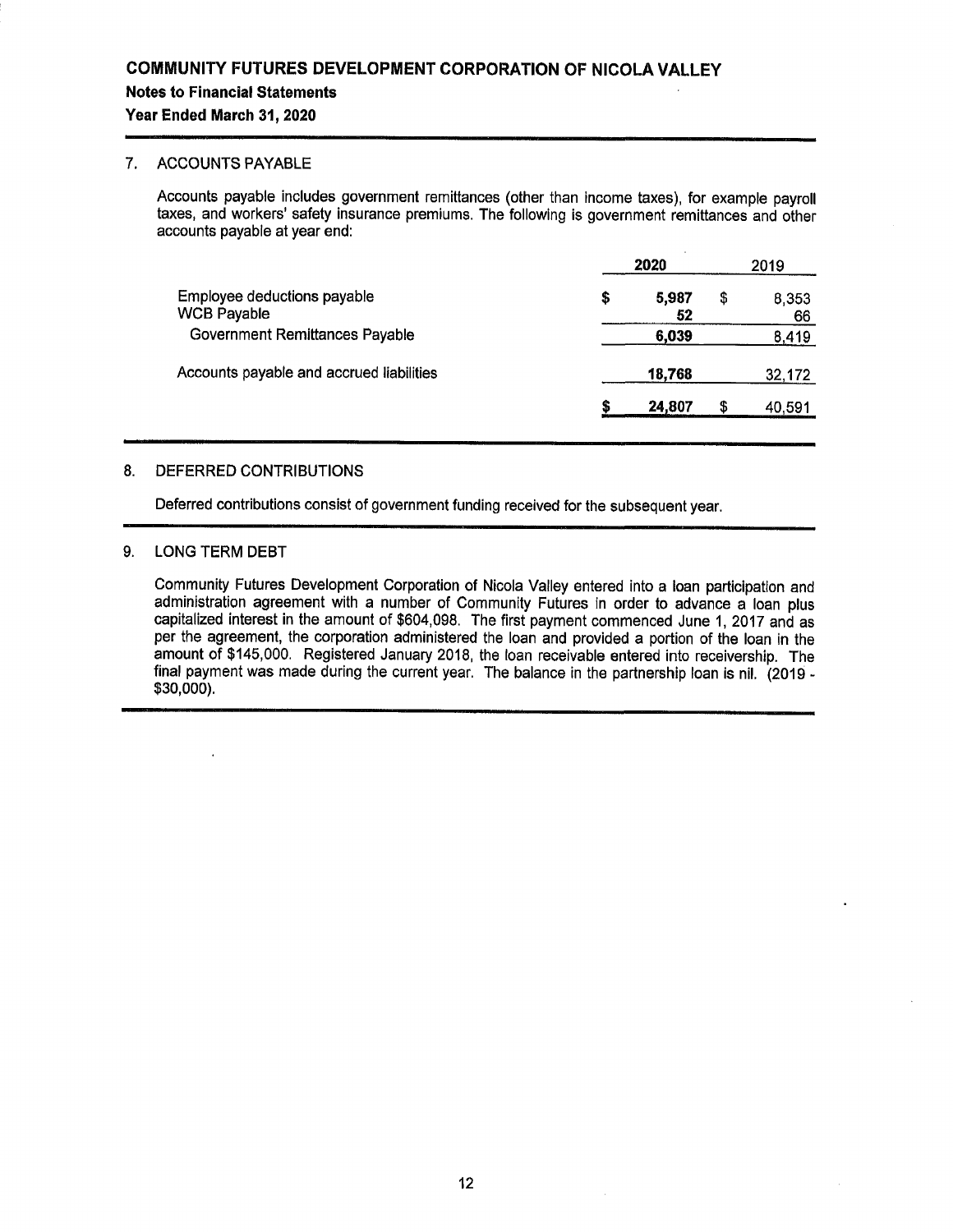**COMMUNITY FUTURES DEVELOPMENT CORPORATION OF NICOLA VALLEY**

**Notes to Financial Statements**

**Year Ended March 31, 2020**

## 7. ACCOUNTS PAYABLE

Accounts payable includes government remittances (other than income taxes), for example payroll taxes, and workers' safety insurance premiums. The following is government remittances and other accounts payable at year end:

| | 2020 | 2019 |
|---|---|---|
| Employee deductions payable | $ 5,987 | $ 8,353 |
| WCB Payable | 52 | 66 |
| Government Remittances Payable | 6,039 | 8,419 |
| Accounts payable and accrued liabilities | 18,768 | 32,172 |
| | $ 24,807 | $ 40,591 |

## 8. DEFERRED CONTRIBUTIONS

Deferred contributions consist of government funding received for the subsequent year.

## 9. LONG TERM DEBT

Community Futures Development Corporation of Nicola Valley entered into a loan participation and administration agreement with a number of Community Futures in order to advance a loan plus capitalized interest in the amount of $604,098. The first payment commenced June 1, 2017 and as per the agreement, the corporation administered the loan and provided a portion of the loan in the amount of $145,000. Registered January 2018, the loan receivable entered into receivership. The final payment was made during the current year. The balance in the partnership loan is nil. (2019 - $30,000).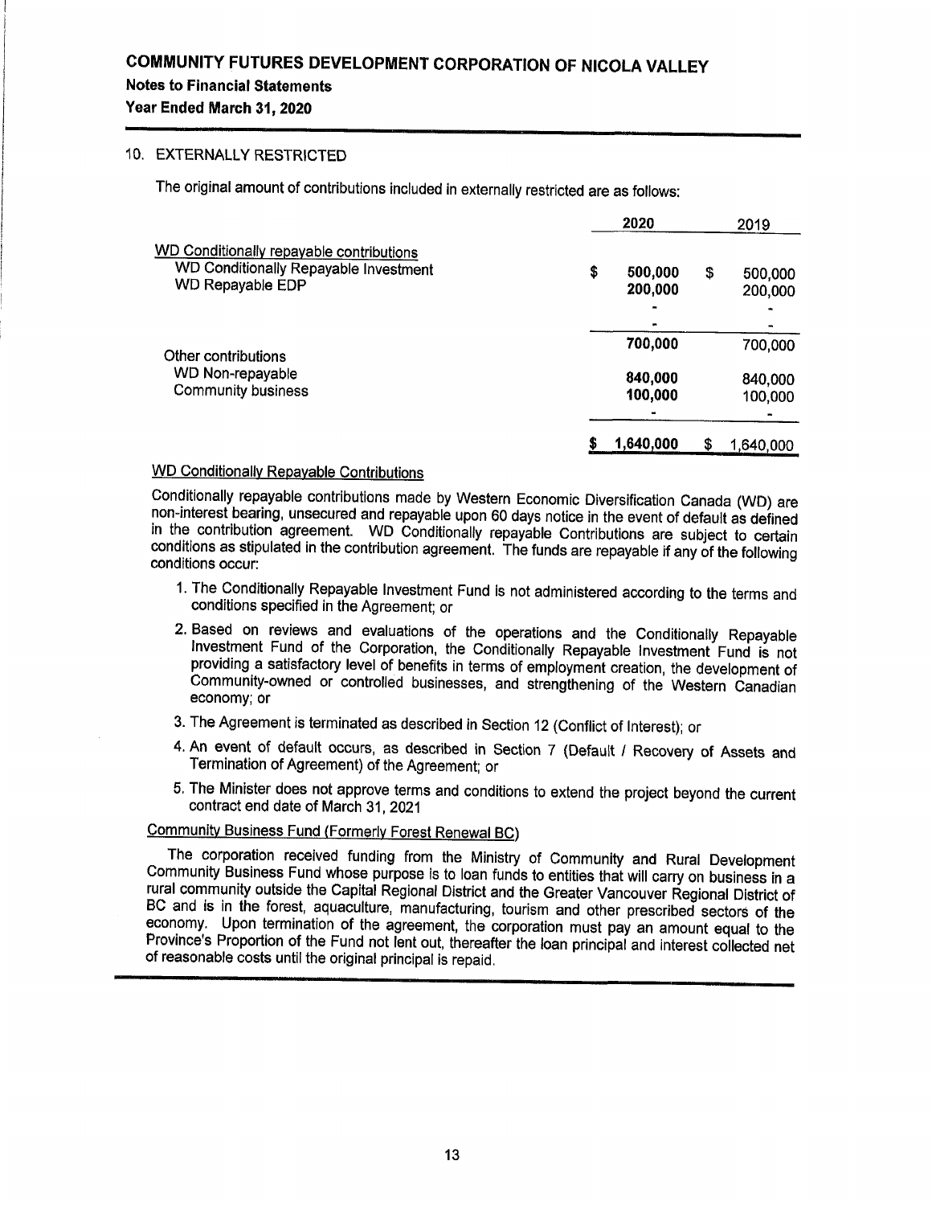# COMMUNITY FUTURES DEVELOPMENT CORPORATION OF NICOLA VALLEY

**Notes to Financial Statements**

**Year Ended March 31, 2020**

## 10. EXTERNALLY RESTRICTED

The original amount of contributions included in externally restricted are as follows:

| | 2020 | 2019 |
|---|---|---|
| WD Conditionally repayable contributions | | |
| WD Conditionally Repayable Investment | $ 500,000 | $ 500,000 |
| WD Repayable EDP | 200,000 | 200,000 |
| | - | - |
| | - | - |
| | 700,000 | 700,000 |
| Other contributions | | |
| WD Non-repayable | 840,000 | 840,000 |
| Community business | 100,000 | 100,000 |
| | - | - |
| | $ 1,640,000 | $ 1,640,000 |

### WD Conditionally Repayable Contributions

Conditionally repayable contributions made by Western Economic Diversification Canada (WD) are non-interest bearing, unsecured and repayable upon 60 days notice in the event of default as defined in the contribution agreement. WD Conditionally repayable Contributions are subject to certain conditions as stipulated in the contribution agreement. The funds are repayable if any of the following conditions occur:

1. The Conditionally Repayable Investment Fund is not administered according to the terms and conditions specified in the Agreement; or
2. Based on reviews and evaluations of the operations and the Conditionally Repayable Investment Fund of the Corporation, the Conditionally Repayable Investment Fund is not providing a satisfactory level of benefits in terms of employment creation, the development of Community-owned or controlled businesses, and strengthening of the Western Canadian economy; or
3. The Agreement is terminated as described in Section 12 (Conflict of Interest); or
4. An event of default occurs, as described in Section 7 (Default / Recovery of Assets and Termination of Agreement) of the Agreement; or
5. The Minister does not approve terms and conditions to extend the project beyond the current contract end date of March 31, 2021

### Community Business Fund (Formerly Forest Renewal BC)

The corporation received funding from the Ministry of Community and Rural Development Community Business Fund whose purpose is to loan funds to entities that will carry on business in a rural community outside the Capital Regional District and the Greater Vancouver Regional District of BC and is in the forest, aquaculture, manufacturing, tourism and other prescribed sectors of the economy. Upon termination of the agreement, the corporation must pay an amount equal to the Province's Proportion of the Fund not lent out, thereafter the loan principal and interest collected net of reasonable costs until the original principal is repaid.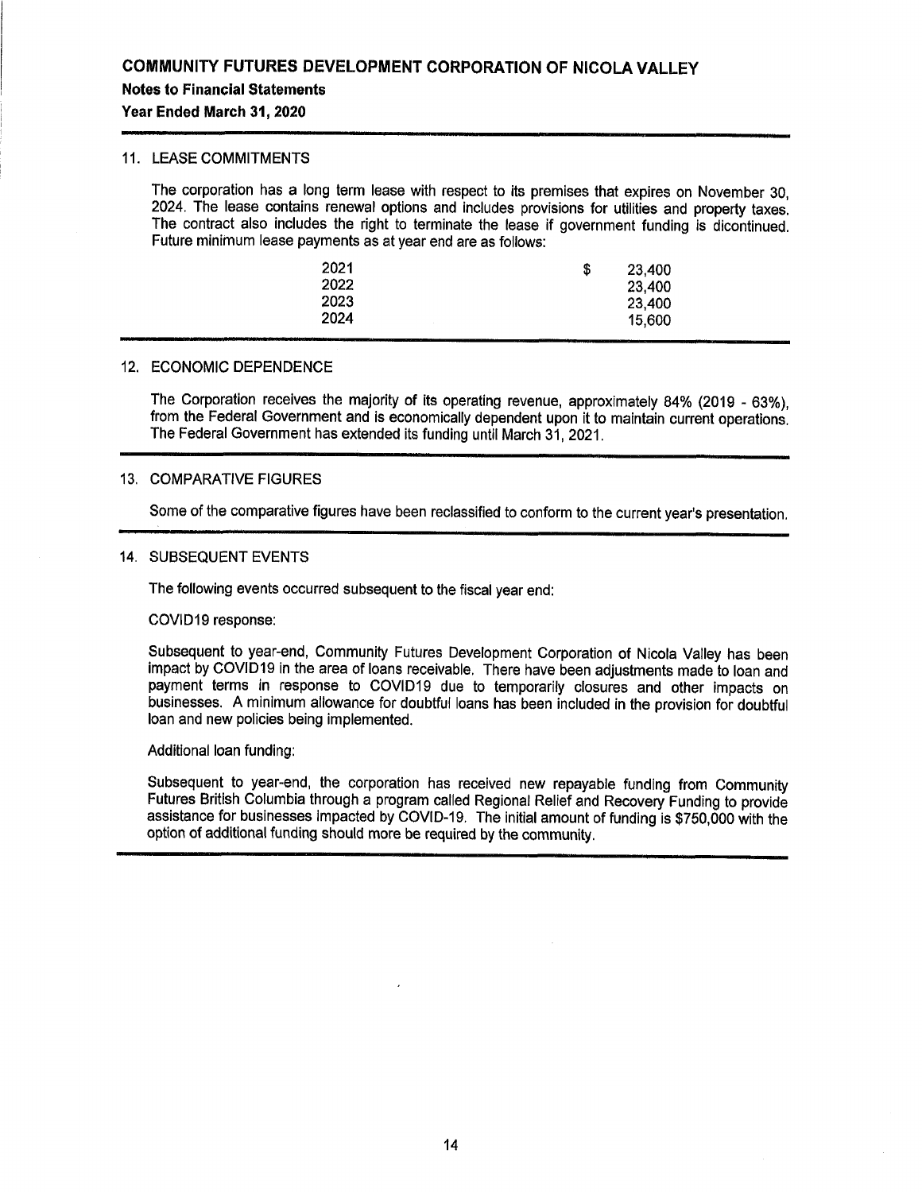## COMMUNITY FUTURES DEVELOPMENT CORPORATION OF NICOLA VALLEY

**Notes to Financial Statements**

**Year Ended March 31, 2020**

### 11. LEASE COMMITMENTS

The corporation has a long term lease with respect to its premises that expires on November 30, 2024. The lease contains renewal options and includes provisions for utilities and property taxes. The contract also includes the right to terminate the lease if government funding is dicontinued. Future minimum lease payments as at year end are as follows:

| | |
|---|---|
| 2021 | $ 23,400 |
| 2022 | 23,400 |
| 2023 | 23,400 |
| 2024 | 15,600 |

### 12. ECONOMIC DEPENDENCE

The Corporation receives the majority of its operating revenue, approximately 84% (2019 - 63%), from the Federal Government and is economically dependent upon it to maintain current operations. The Federal Government has extended its funding until March 31, 2021.

### 13. COMPARATIVE FIGURES

Some of the comparative figures have been reclassified to conform to the current year's presentation.

### 14. SUBSEQUENT EVENTS

The following events occurred subsequent to the fiscal year end:

COVID19 response:

Subsequent to year-end, Community Futures Development Corporation of Nicola Valley has been impact by COVID19 in the area of loans receivable. There have been adjustments made to loan and payment terms in response to COVID19 due to temporarily closures and other impacts on businesses. A minimum allowance for doubtful loans has been included in the provision for doubtful loan and new policies being implemented.

Additional loan funding:

Subsequent to year-end, the corporation has received new repayable funding from Community Futures British Columbia through a program called Regional Relief and Recovery Funding to provide assistance for businesses impacted by COVID-19. The initial amount of funding is $750,000 with the option of additional funding should more be required by the community.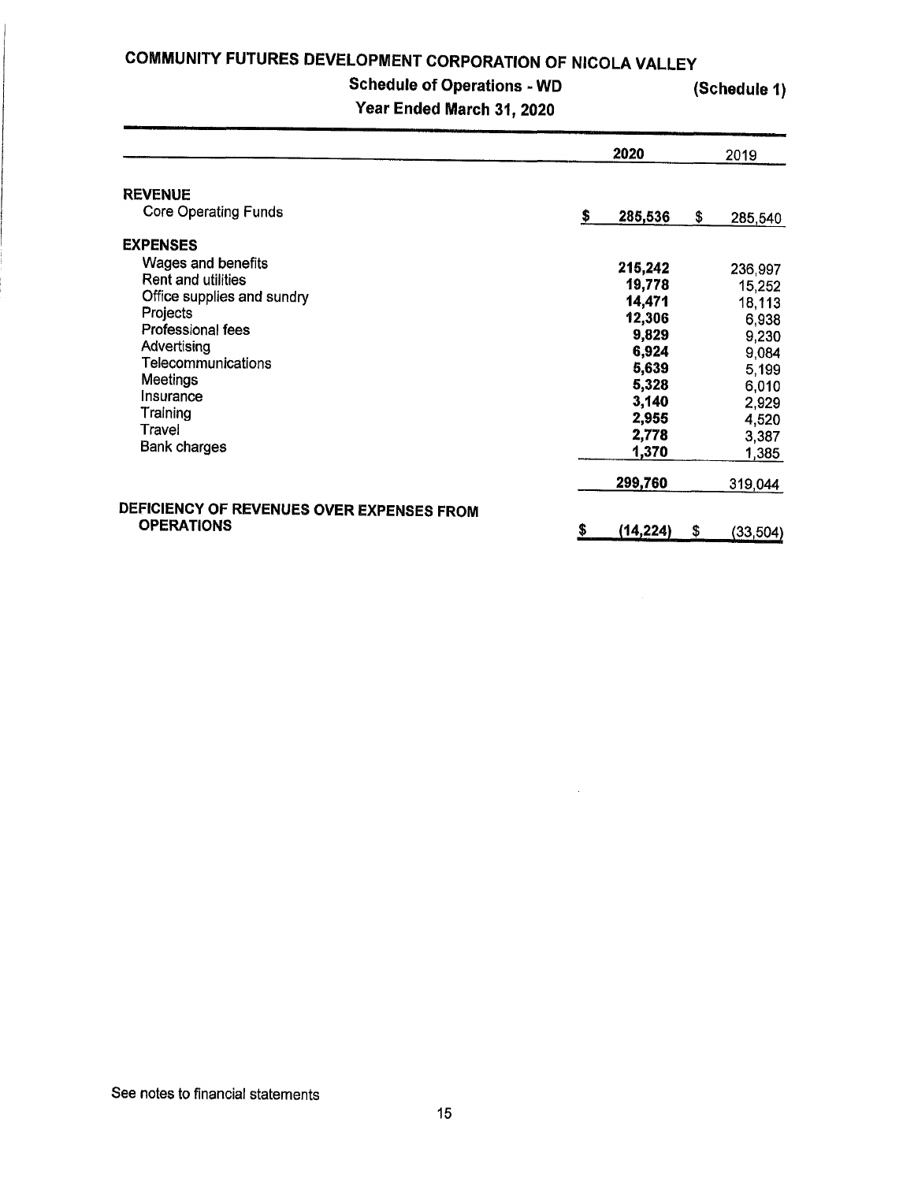# COMMUNITY FUTURES DEVELOPMENT CORPORATION OF NICOLA VALLEY

## Schedule of Operations - WD (Schedule 1)

### Year Ended March 31, 2020

| | 2020 | 2019 |
|---|---|---|
| **REVENUE** | | |
| Core Operating Funds | $ 285,536 | $ 285,540 |
| **EXPENSES** | | |
| Wages and benefits | 215,242 | 236,997 |
| Rent and utilities | 19,778 | 15,252 |
| Office supplies and sundry | 14,471 | 18,113 |
| Projects | 12,306 | 6,938 |
| Professional fees | 9,829 | 9,230 |
| Advertising | 6,924 | 9,084 |
| Telecommunications | 5,639 | 5,199 |
| Meetings | 5,328 | 6,010 |
| Insurance | 3,140 | 2,929 |
| Training | 2,955 | 4,520 |
| Travel | 2,778 | 3,387 |
| Bank charges | 1,370 | 1,385 |
| | 299,760 | 319,044 |
| **DEFICIENCY OF REVENUES OVER EXPENSES FROM OPERATIONS** | $ (14,224) | $ (33,504) |

See notes to financial statements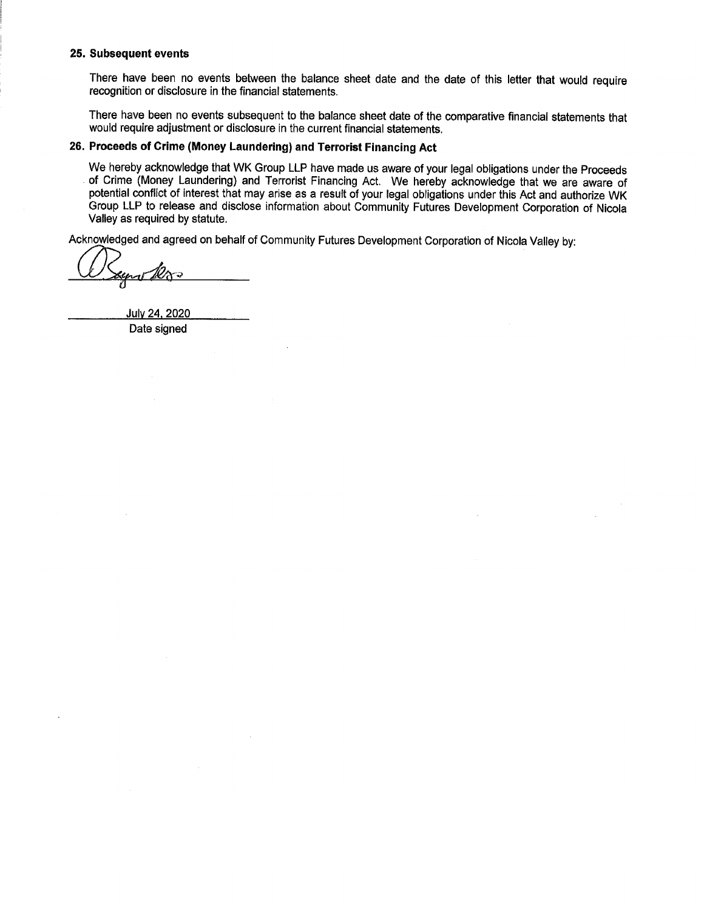**25. Subsequent events**

There have been no events between the balance sheet date and the date of this letter that would require recognition or disclosure in the financial statements.

There have been no events subsequent to the balance sheet date of the comparative financial statements that would require adjustment or disclosure in the current financial statements.

**26. Proceeds of Crime (Money Laundering) and Terrorist Financing Act**

We hereby acknowledge that WK Group LLP have made us aware of your legal obligations under the Proceeds of Crime (Money Laundering) and Terrorist Financing Act. We hereby acknowledge that we are aware of potential conflict of interest that may arise as a result of your legal obligations under this Act and authorize WK Group LLP to release and disclose information about Community Futures Development Corporation of Nicola Valley as required by statute.

Acknowledged and agreed on behalf of Community Futures Development Corporation of Nicola Valley by:

\_\_\_\_\_\_\_\_\_\_\_\_\_\_\_\_\_\_\_\_\_\_\_\_

July 24, 2020

Date signed